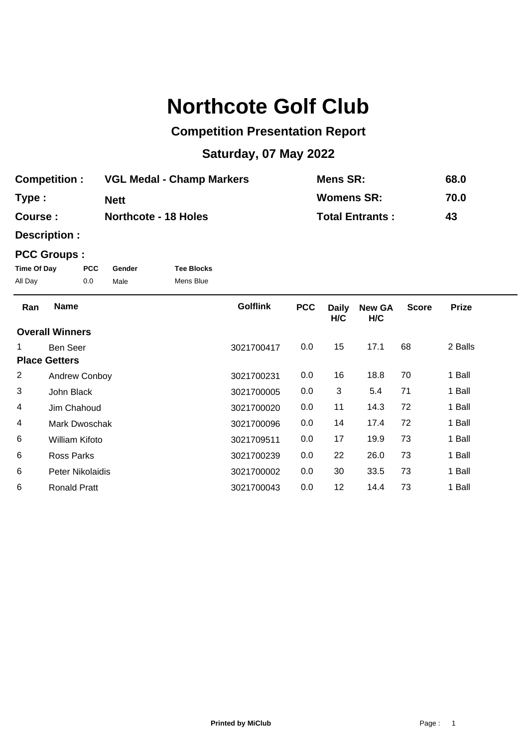# Northcote Golf Club

## Competition Presentation Report

## Saturday, 07 May 2022

| | | | |
|---|---|---|---|
| **Competition :** | **VGL Medal - Champ Markers** | **Mens SR:** | **68.0** |
| **Type :** | **Nett** | **Womens SR:** | **70.0** |
| **Course :** | **Northcote - 18 Holes** | **Total Entrants :** | **43** |
| **Description :** | | | |

**PCC Groups :**

| Time Of Day | PCC | Gender | Tee Blocks |
|---|---|---|---|
| All Day | 0.0 | Male | Mens Blue |

| Ran | Name | Golflink | PCC | Daily H/C | New GA H/C | Score | Prize |
|---|---|---|---|---|---|---|---|
| **Overall Winners** | | | | | | | |
| 1 | Ben Seer | 3021700417 | 0.0 | 15 | 17.1 | 68 | 2 Balls |
| **Place Getters** | | | | | | | |
| 2 | Andrew Conboy | 3021700231 | 0.0 | 16 | 18.8 | 70 | 1 Ball |
| 3 | John Black | 3021700005 | 0.0 | 3 | 5.4 | 71 | 1 Ball |
| 4 | Jim Chahoud | 3021700020 | 0.0 | 11 | 14.3 | 72 | 1 Ball |
| 4 | Mark Dwoschak | 3021700096 | 0.0 | 14 | 17.4 | 72 | 1 Ball |
| 6 | William Kifoto | 3021709511 | 0.0 | 17 | 19.9 | 73 | 1 Ball |
| 6 | Ross Parks | 3021700239 | 0.0 | 22 | 26.0 | 73 | 1 Ball |
| 6 | Peter Nikolaidis | 3021700002 | 0.0 | 30 | 33.5 | 73 | 1 Ball |
| 6 | Ronald Pratt | 3021700043 | 0.0 | 12 | 14.4 | 73 | 1 Ball |

**Printed by MiClub**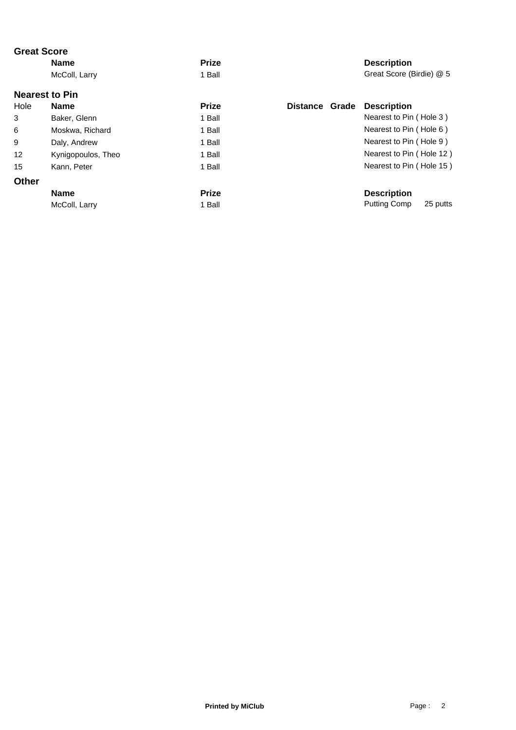## Great Score

| | Name | Prize | Description |
|---|---|---|---|
| | McColl, Larry | 1 Ball | Great Score (Birdie) @ 5 |

## Nearest to Pin

| Hole | Name | Prize | Distance | Grade | Description |
|---|---|---|---|---|---|
| 3 | Baker, Glenn | 1 Ball | | | Nearest to Pin ( Hole 3 ) |
| 6 | Moskwa, Richard | 1 Ball | | | Nearest to Pin ( Hole 6 ) |
| 9 | Daly, Andrew | 1 Ball | | | Nearest to Pin ( Hole 9 ) |
| 12 | Kynigopoulos, Theo | 1 Ball | | | Nearest to Pin ( Hole 12 ) |
| 15 | Kann, Peter | 1 Ball | | | Nearest to Pin ( Hole 15 ) |

## Other

| | Name | Prize | Description |
|---|---|---|---|
| | McColl, Larry | 1 Ball | Putting Comp 25 putts |

Printed by MiClub